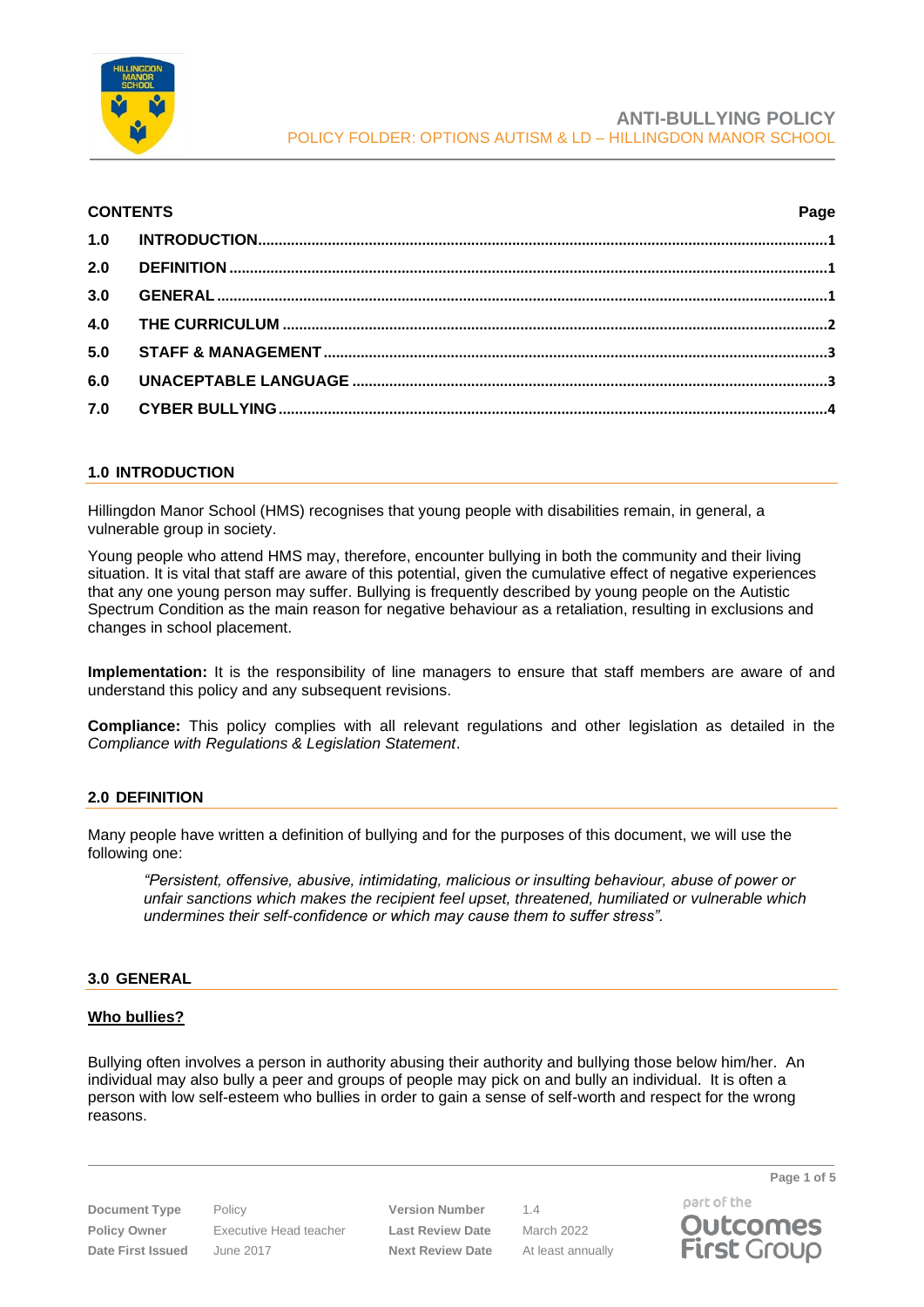# ANTI-BULLYING POLICY

POLICY FOLDER: OPTIONS AUTISM & LD – HILLINGDON MANOR SCHOOL

**CONTENTS** **Page**

| | | |
|---|---|---|
| 1.0 | INTRODUCTION | 1 |
| 2.0 | DEFINITION | 1 |
| 3.0 | GENERAL | 1 |
| 4.0 | THE CURRICULUM | 2 |
| 5.0 | STAFF & MANAGEMENT | 3 |
| 6.0 | UNACEPTABLE LANGUAGE | 3 |
| 7.0 | CYBER BULLYING | 4 |

## 1.0 INTRODUCTION

Hillingdon Manor School (HMS) recognises that young people with disabilities remain, in general, a vulnerable group in society.

Young people who attend HMS may, therefore, encounter bullying in both the community and their living situation. It is vital that staff are aware of this potential, given the cumulative effect of negative experiences that any one young person may suffer. Bullying is frequently described by young people on the Autistic Spectrum Condition as the main reason for negative behaviour as a retaliation, resulting in exclusions and changes in school placement.

**Implementation:** It is the responsibility of line managers to ensure that staff members are aware of and understand this policy and any subsequent revisions.

**Compliance:** This policy complies with all relevant regulations and other legislation as detailed in the *Compliance with Regulations & Legislation Statement*.

## 2.0 DEFINITION

Many people have written a definition of bullying and for the purposes of this document, we will use the following one:

> *"Persistent, offensive, abusive, intimidating, malicious or insulting behaviour, abuse of power or unfair sanctions which makes the recipient feel upset, threatened, humiliated or vulnerable which undermines their self-confidence or which may cause them to suffer stress".*

## 3.0 GENERAL

**<u>Who bullies?</u>**

Bullying often involves a person in authority abusing their authority and bullying those below him/her. An individual may also bully a peer and groups of people may pick on and bully an individual. It is often a person with low self-esteem who bullies in order to gain a sense of self-worth and respect for the wrong reasons.

| | | | |
|---|---|---|---|
| **Document Type** | Policy | **Version Number** | 1.4 |
| **Policy Owner** | Executive Head teacher | **Last Review Date** | March 2022 |
| **Date First Issued** | June 2017 | **Next Review Date** | At least annually |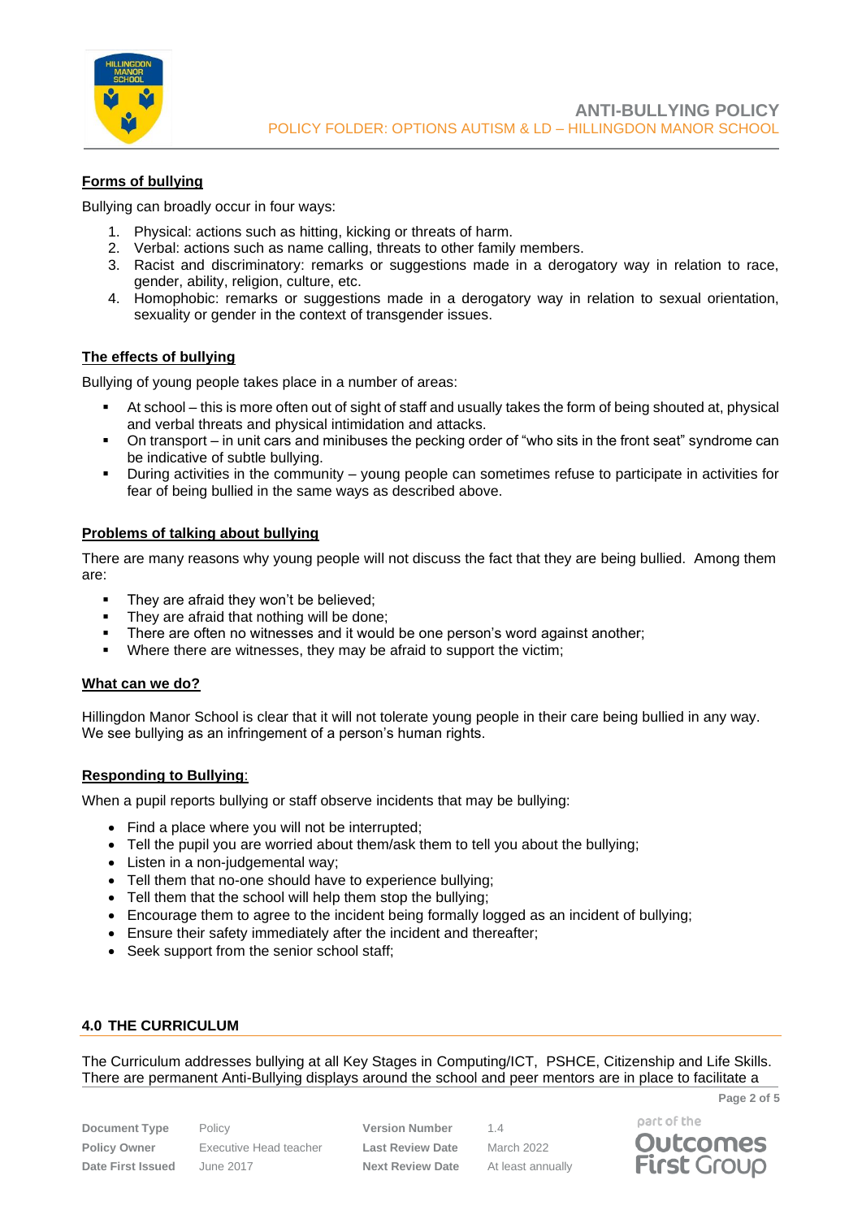**Forms of bullying**

Bullying can broadly occur in four ways:

1. Physical: actions such as hitting, kicking or threats of harm.
2. Verbal: actions such as name calling, threats to other family members.
3. Racist and discriminatory: remarks or suggestions made in a derogatory way in relation to race, gender, ability, religion, culture, etc.
4. Homophobic: remarks or suggestions made in a derogatory way in relation to sexual orientation, sexuality or gender in the context of transgender issues.

**The effects of bullying**

Bullying of young people takes place in a number of areas:

- At school – this is more often out of sight of staff and usually takes the form of being shouted at, physical and verbal threats and physical intimidation and attacks.
- On transport – in unit cars and minibuses the pecking order of "who sits in the front seat" syndrome can be indicative of subtle bullying.
- During activities in the community – young people can sometimes refuse to participate in activities for fear of being bullied in the same ways as described above.

**Problems of talking about bullying**

There are many reasons why young people will not discuss the fact that they are being bullied. Among them are:

- They are afraid they won't be believed;
- They are afraid that nothing will be done;
- There are often no witnesses and it would be one person's word against another;
- Where there are witnesses, they may be afraid to support the victim;

**What can we do?**

Hillingdon Manor School is clear that it will not tolerate young people in their care being bullied in any way. We see bullying as an infringement of a person's human rights.

**Responding to Bullying**:

When a pupil reports bullying or staff observe incidents that may be bullying:

- Find a place where you will not be interrupted;
- Tell the pupil you are worried about them/ask them to tell you about the bullying;
- Listen in a non-judgemental way;
- Tell them that no-one should have to experience bullying;
- Tell them that the school will help them stop the bullying;
- Encourage them to agree to the incident being formally logged as an incident of bullying;
- Ensure their safety immediately after the incident and thereafter;
- Seek support from the senior school staff;

## 4.0 THE CURRICULUM

The Curriculum addresses bullying at all Key Stages in Computing/ICT, PSHCE, Citizenship and Life Skills. There are permanent Anti-Bullying displays around the school and peer mentors are in place to facilitate a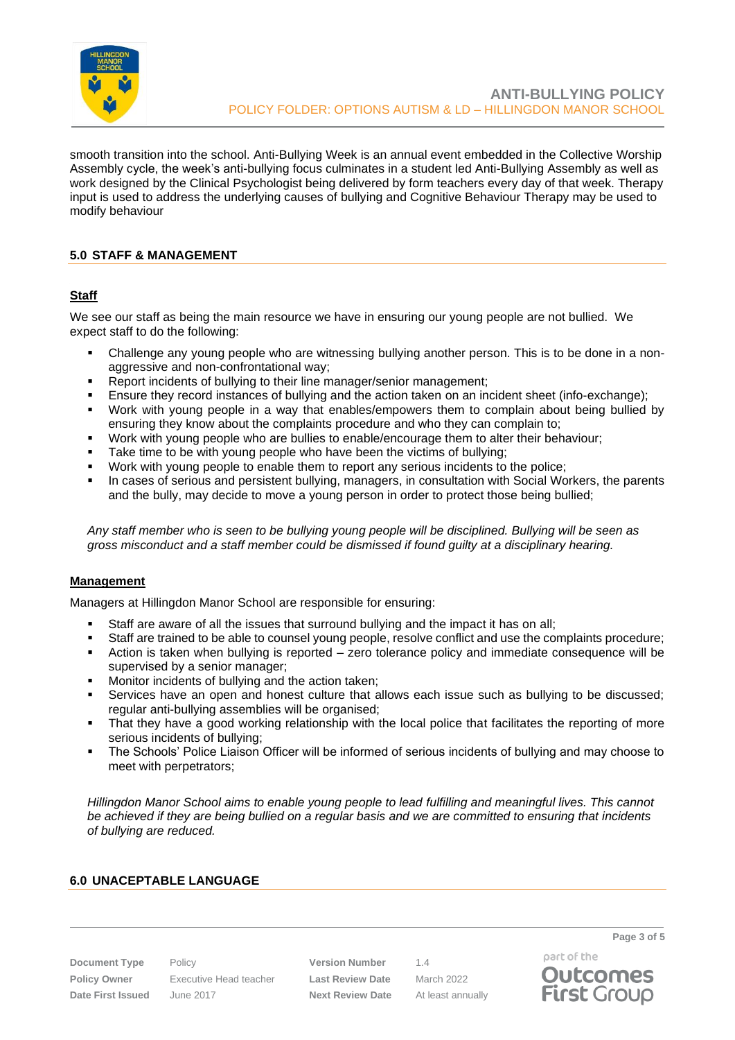smooth transition into the school. Anti-Bullying Week is an annual event embedded in the Collective Worship Assembly cycle, the week's anti-bullying focus culminates in a student led Anti-Bullying Assembly as well as work designed by the Clinical Psychologist being delivered by form teachers every day of that week. Therapy input is used to address the underlying causes of bullying and Cognitive Behaviour Therapy may be used to modify behaviour

## 5.0 STAFF & MANAGEMENT

### Staff

We see our staff as being the main resource we have in ensuring our young people are not bullied. We expect staff to do the following:

- Challenge any young people who are witnessing bullying another person. This is to be done in a non-aggressive and non-confrontational way;
- Report incidents of bullying to their line manager/senior management;
- Ensure they record instances of bullying and the action taken on an incident sheet (info-exchange);
- Work with young people in a way that enables/empowers them to complain about being bullied by ensuring they know about the complaints procedure and who they can complain to;
- Work with young people who are bullies to enable/encourage them to alter their behaviour;
- Take time to be with young people who have been the victims of bullying;
- Work with young people to enable them to report any serious incidents to the police;
- In cases of serious and persistent bullying, managers, in consultation with Social Workers, the parents and the bully, may decide to move a young person in order to protect those being bullied;

*Any staff member who is seen to be bullying young people will be disciplined. Bullying will be seen as gross misconduct and a staff member could be dismissed if found guilty at a disciplinary hearing.*

### Management

Managers at Hillingdon Manor School are responsible for ensuring:

- Staff are aware of all the issues that surround bullying and the impact it has on all;
- Staff are trained to be able to counsel young people, resolve conflict and use the complaints procedure;
- Action is taken when bullying is reported – zero tolerance policy and immediate consequence will be supervised by a senior manager;
- Monitor incidents of bullying and the action taken;
- Services have an open and honest culture that allows each issue such as bullying to be discussed; regular anti-bullying assemblies will be organised;
- That they have a good working relationship with the local police that facilitates the reporting of more serious incidents of bullying;
- The Schools' Police Liaison Officer will be informed of serious incidents of bullying and may choose to meet with perpetrators;

*Hillingdon Manor School aims to enable young people to lead fulfilling and meaningful lives. This cannot be achieved if they are being bullied on a regular basis and we are committed to ensuring that incidents of bullying are reduced.*

## 6.0 UNACEPTABLE LANGUAGE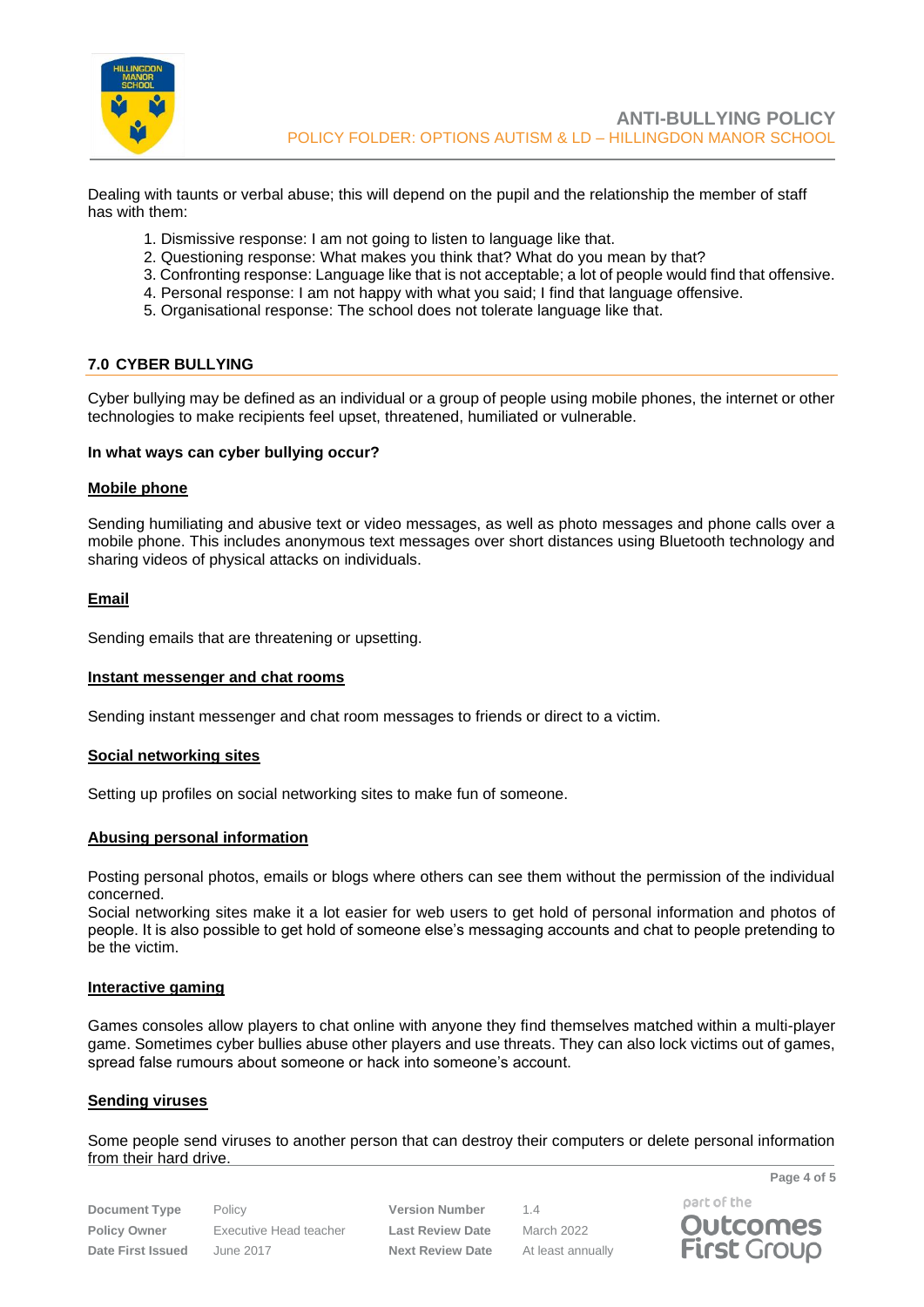Dealing with taunts or verbal abuse; this will depend on the pupil and the relationship the member of staff has with them:

1. Dismissive response: I am not going to listen to language like that.
2. Questioning response: What makes you think that? What do you mean by that?
3. Confronting response: Language like that is not acceptable; a lot of people would find that offensive.
4. Personal response: I am not happy with what you said; I find that language offensive.
5. Organisational response: The school does not tolerate language like that.

## 7.0 CYBER BULLYING

Cyber bullying may be defined as an individual or a group of people using mobile phones, the internet or other technologies to make recipients feel upset, threatened, humiliated or vulnerable.

**In what ways can cyber bullying occur?**

**Mobile phone**

Sending humiliating and abusive text or video messages, as well as photo messages and phone calls over a mobile phone. This includes anonymous text messages over short distances using Bluetooth technology and sharing videos of physical attacks on individuals.

**Email**

Sending emails that are threatening or upsetting.

**Instant messenger and chat rooms**

Sending instant messenger and chat room messages to friends or direct to a victim.

**Social networking sites**

Setting up profiles on social networking sites to make fun of someone.

**Abusing personal information**

Posting personal photos, emails or blogs where others can see them without the permission of the individual concerned.
Social networking sites make it a lot easier for web users to get hold of personal information and photos of people. It is also possible to get hold of someone else's messaging accounts and chat to people pretending to be the victim.

**Interactive gaming**

Games consoles allow players to chat online with anyone they find themselves matched within a multi-player game. Sometimes cyber bullies abuse other players and use threats. They can also lock victims out of games, spread false rumours about someone or hack into someone's account.

**Sending viruses**

Some people send viruses to another person that can destroy their computers or delete personal information from their hard drive.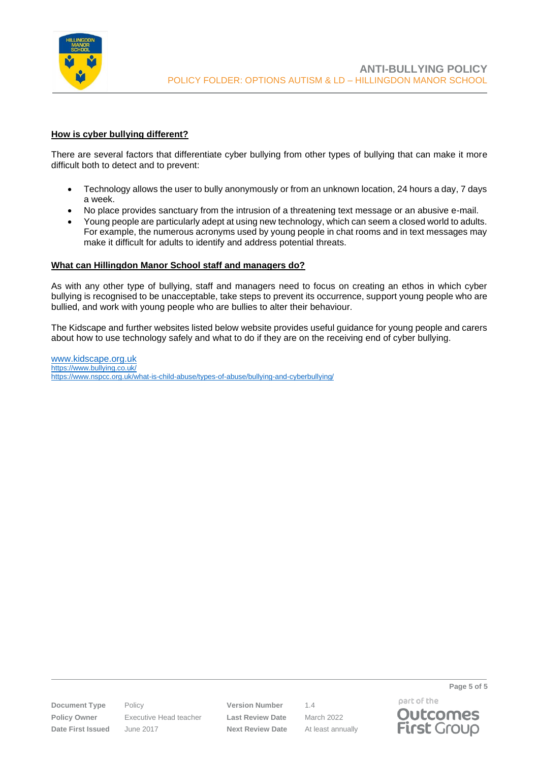**How is cyber bullying different?**

There are several factors that differentiate cyber bullying from other types of bullying that can make it more difficult both to detect and to prevent:

- Technology allows the user to bully anonymously or from an unknown location, 24 hours a day, 7 days a week.
- No place provides sanctuary from the intrusion of a threatening text message or an abusive e-mail.
- Young people are particularly adept at using new technology, which can seem a closed world to adults. For example, the numerous acronyms used by young people in chat rooms and in text messages may make it difficult for adults to identify and address potential threats.

**What can Hillingdon Manor School staff and managers do?**

As with any other type of bullying, staff and managers need to focus on creating an ethos in which cyber bullying is recognised to be unacceptable, take steps to prevent its occurrence, support young people who are bullied, and work with young people who are bullies to alter their behaviour.

The Kidscape and further websites listed below website provides useful guidance for young people and carers about how to use technology safely and what to do if they are on the receiving end of cyber bullying.

www.kidscape.org.uk
https://www.bullying.co.uk/
https://www.nspcc.org.uk/what-is-child-abuse/types-of-abuse/bullying-and-cyberbullying/